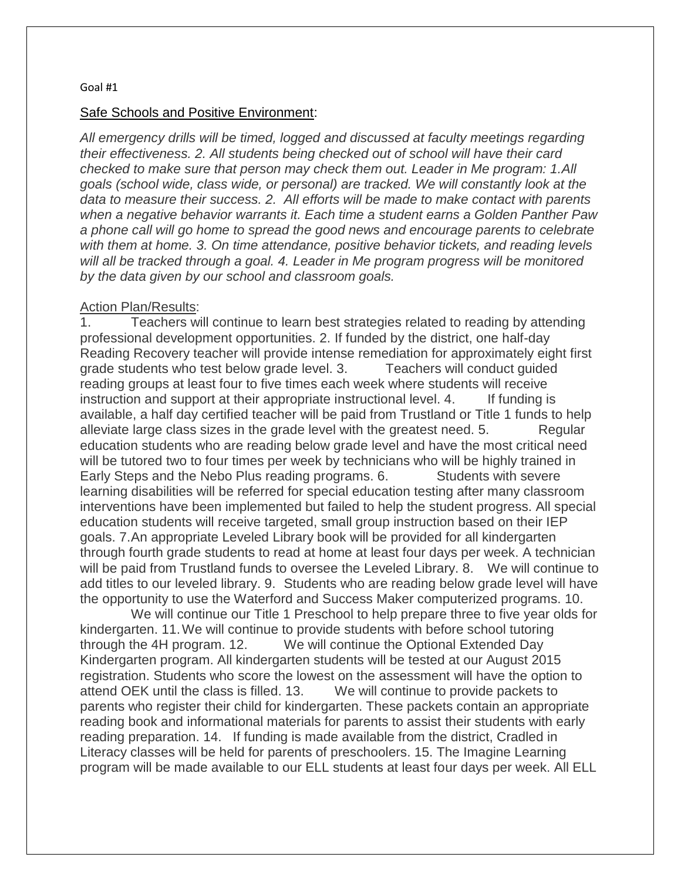Goal #1

<u>Safe Schools and Positive Environment</u>:

*All emergency drills will be timed, logged and discussed at faculty meetings regarding their effectiveness. 2. All students being checked out of school will have their card checked to make sure that person may check them out. Leader in Me program: 1.All goals (school wide, class wide, or personal) are tracked. We will constantly look at the data to measure their success. 2. All efforts will be made to make contact with parents when a negative behavior warrants it. Each time a student earns a Golden Panther Paw a phone call will go home to spread the good news and encourage parents to celebrate with them at home. 3. On time attendance, positive behavior tickets, and reading levels will all be tracked through a goal. 4. Leader in Me program progress will be monitored by the data given by our school and classroom goals.*

<u>Action Plan/Results</u>:

1. Teachers will continue to learn best strategies related to reading by attending professional development opportunities. 2. If funded by the district, one half-day Reading Recovery teacher will provide intense remediation for approximately eight first grade students who test below grade level. 3. Teachers will conduct guided reading groups at least four to five times each week where students will receive instruction and support at their appropriate instructional level. 4. If funding is available, a half day certified teacher will be paid from Trustland or Title 1 funds to help alleviate large class sizes in the grade level with the greatest need. 5. Regular education students who are reading below grade level and have the most critical need will be tutored two to four times per week by technicians who will be highly trained in Early Steps and the Nebo Plus reading programs. 6. Students with severe learning disabilities will be referred for special education testing after many classroom interventions have been implemented but failed to help the student progress. All special education students will receive targeted, small group instruction based on their IEP goals. 7.An appropriate Leveled Library book will be provided for all kindergarten through fourth grade students to read at home at least four days per week. A technician will be paid from Trustland funds to oversee the Leveled Library. 8. We will continue to add titles to our leveled library. 9. Students who are reading below grade level will have the opportunity to use the Waterford and Success Maker computerized programs. 10. We will continue our Title 1 Preschool to help prepare three to five year olds for kindergarten. 11.We will continue to provide students with before school tutoring through the 4H program. 12. We will continue the Optional Extended Day Kindergarten program. All kindergarten students will be tested at our August 2015 registration. Students who score the lowest on the assessment will have the option to attend OEK until the class is filled. 13. We will continue to provide packets to parents who register their child for kindergarten. These packets contain an appropriate reading book and informational materials for parents to assist their students with early reading preparation. 14. If funding is made available from the district, Cradled in Literacy classes will be held for parents of preschoolers. 15. The Imagine Learning program will be made available to our ELL students at least four days per week. All ELL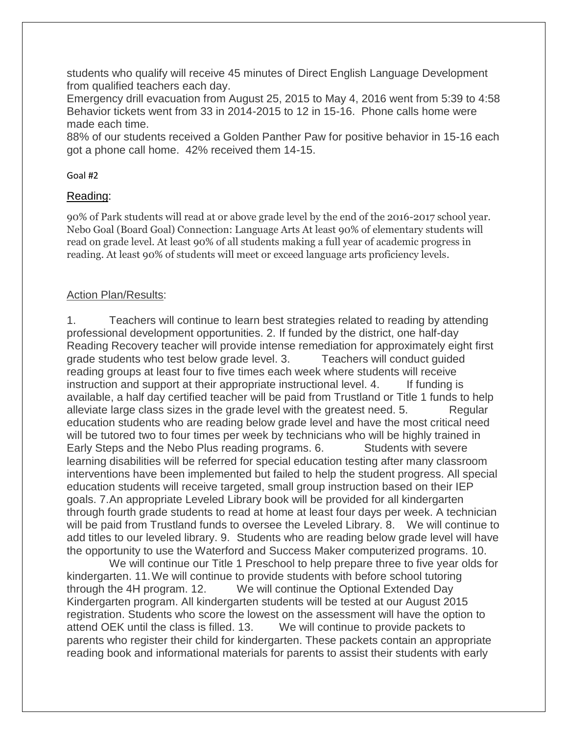students who qualify will receive 45 minutes of Direct English Language Development from qualified teachers each day.

Emergency drill evacuation from August 25, 2015 to May 4, 2016 went from 5:39 to 4:58

Behavior tickets went from 33 in 2014-2015 to 12 in 15-16. Phone calls home were made each time.

88% of our students received a Golden Panther Paw for positive behavior in 15-16 each got a phone call home. 42% received them 14-15.

Goal #2

## Reading:

90% of Park students will read at or above grade level by the end of the 2016-2017 school year. Nebo Goal (Board Goal) Connection: Language Arts At least 90% of elementary students will read on grade level. At least 90% of all students making a full year of academic progress in reading. At least 90% of students will meet or exceed language arts proficiency levels.

## Action Plan/Results:

1. Teachers will continue to learn best strategies related to reading by attending professional development opportunities. 2. If funded by the district, one half-day Reading Recovery teacher will provide intense remediation for approximately eight first grade students who test below grade level. 3. Teachers will conduct guided reading groups at least four to five times each week where students will receive instruction and support at their appropriate instructional level. 4. If funding is available, a half day certified teacher will be paid from Trustland or Title 1 funds to help alleviate large class sizes in the grade level with the greatest need. 5. Regular education students who are reading below grade level and have the most critical need will be tutored two to four times per week by technicians who will be highly trained in Early Steps and the Nebo Plus reading programs. 6. Students with severe learning disabilities will be referred for special education testing after many classroom interventions have been implemented but failed to help the student progress. All special education students will receive targeted, small group instruction based on their IEP goals. 7. An appropriate Leveled Library book will be provided for all kindergarten through fourth grade students to read at home at least four days per week. A technician will be paid from Trustland funds to oversee the Leveled Library. 8. We will continue to add titles to our leveled library. 9. Students who are reading below grade level will have the opportunity to use the Waterford and Success Maker computerized programs. 10. We will continue our Title 1 Preschool to help prepare three to five year olds for kindergarten. 11. We will continue to provide students with before school tutoring through the 4H program. 12. We will continue the Optional Extended Day Kindergarten program. All kindergarten students will be tested at our August 2015 registration. Students who score the lowest on the assessment will have the option to attend OEK until the class is filled. 13. We will continue to provide packets to parents who register their child for kindergarten. These packets contain an appropriate reading book and informational materials for parents to assist their students with early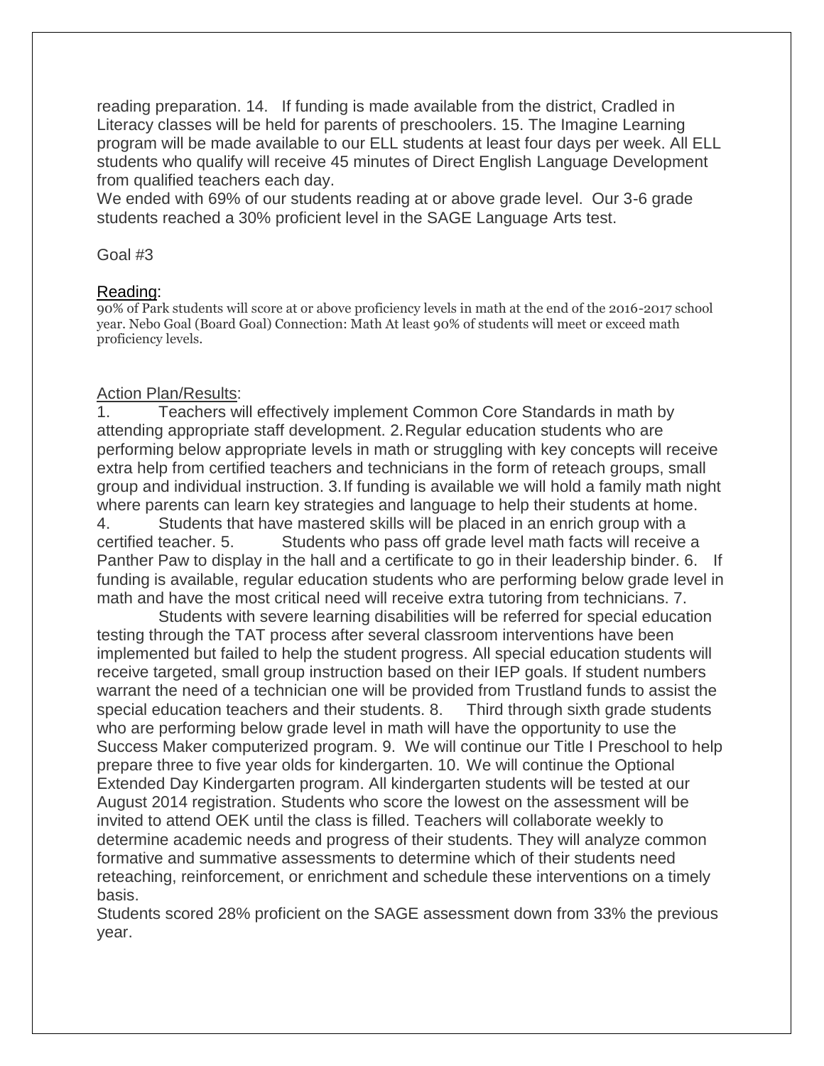reading preparation. 14. If funding is made available from the district, Cradled in Literacy classes will be held for parents of preschoolers. 15. The Imagine Learning program will be made available to our ELL students at least four days per week. All ELL students who qualify will receive 45 minutes of Direct English Language Development from qualified teachers each day.
We ended with 69% of our students reading at or above grade level. Our 3-6 grade students reached a 30% proficient level in the SAGE Language Arts test.

Goal #3

Reading:
90% of Park students will score at or above proficiency levels in math at the end of the 2016-2017 school year. Nebo Goal (Board Goal) Connection: Math At least 90% of students will meet or exceed math proficiency levels.

Action Plan/Results:
1. Teachers will effectively implement Common Core Standards in math by attending appropriate staff development. 2. Regular education students who are performing below appropriate levels in math or struggling with key concepts will receive extra help from certified teachers and technicians in the form of reteach groups, small group and individual instruction. 3. If funding is available we will hold a family math night where parents can learn key strategies and language to help their students at home.
4. Students that have mastered skills will be placed in an enrich group with a certified teacher. 5. Students who pass off grade level math facts will receive a Panther Paw to display in the hall and a certificate to go in their leadership binder. 6. If funding is available, regular education students who are performing below grade level in math and have the most critical need will receive extra tutoring from technicians. 7.
Students with severe learning disabilities will be referred for special education testing through the TAT process after several classroom interventions have been implemented but failed to help the student progress. All special education students will receive targeted, small group instruction based on their IEP goals. If student numbers warrant the need of a technician one will be provided from Trustland funds to assist the special education teachers and their students. 8. Third through sixth grade students who are performing below grade level in math will have the opportunity to use the Success Maker computerized program. 9. We will continue our Title I Preschool to help prepare three to five year olds for kindergarten. 10. We will continue the Optional Extended Day Kindergarten program. All kindergarten students will be tested at our August 2014 registration. Students who score the lowest on the assessment will be invited to attend OEK until the class is filled. Teachers will collaborate weekly to determine academic needs and progress of their students. They will analyze common formative and summative assessments to determine which of their students need reteaching, reinforcement, or enrichment and schedule these interventions on a timely basis.
Students scored 28% proficient on the SAGE assessment down from 33% the previous year.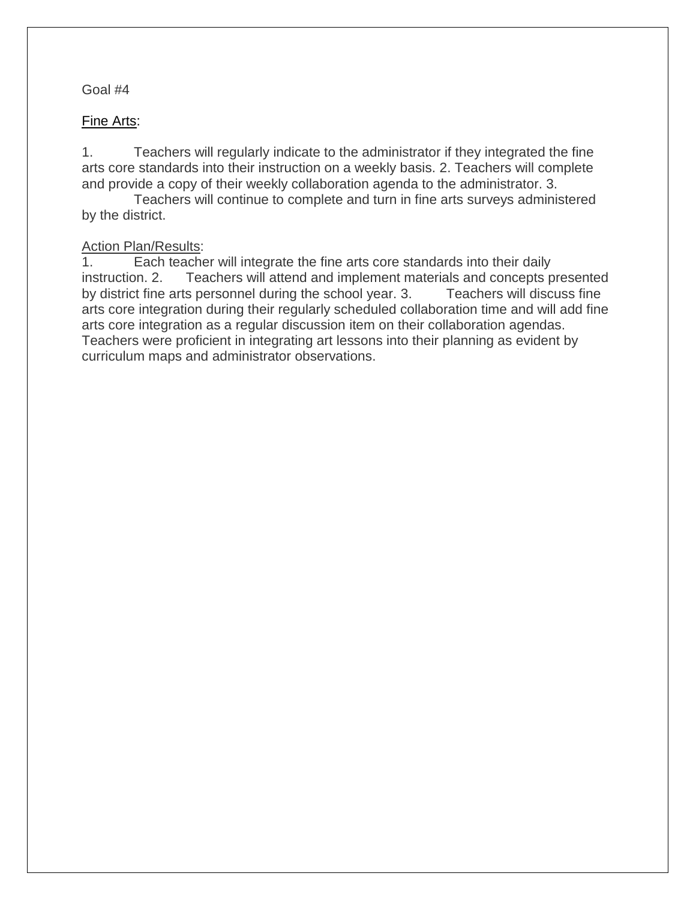Goal #4

Fine Arts:

1. Teachers will regularly indicate to the administrator if they integrated the fine arts core standards into their instruction on a weekly basis. 2. Teachers will complete and provide a copy of their weekly collaboration agenda to the administrator. 3. Teachers will continue to complete and turn in fine arts surveys administered by the district.

Action Plan/Results:

1. Each teacher will integrate the fine arts core standards into their daily instruction. 2. Teachers will attend and implement materials and concepts presented by district fine arts personnel during the school year. 3. Teachers will discuss fine arts core integration during their regularly scheduled collaboration time and will add fine arts core integration as a regular discussion item on their collaboration agendas. Teachers were proficient in integrating art lessons into their planning as evident by curriculum maps and administrator observations.